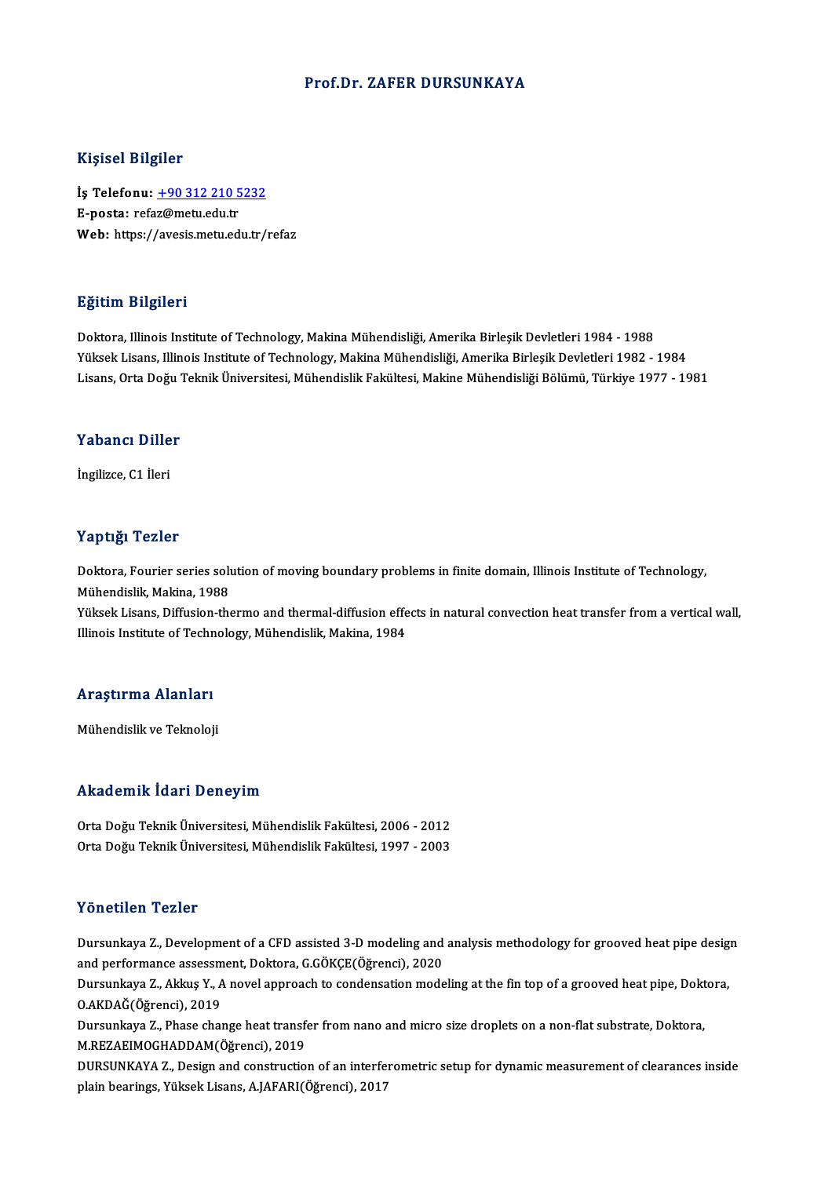# Prof.Dr. ZAFER DURSUNKAYA

## Kişisel Bilgiler

**İş Telefonu:** +90 312 210 5232
**E-posta:** refaz@metu.edu.tr
**Web:** https://avesis.metu.edu.tr/refaz

## Eğitim Bilgileri

Doktora, Illinois Institute of Technology, Makina Mühendisliği, Amerika Birleşik Devletleri 1984 - 1988
Yüksek Lisans, Illinois Institute of Technology, Makina Mühendisliği, Amerika Birleşik Devletleri 1982 - 1984
Lisans, Orta Doğu Teknik Üniversitesi, Mühendislik Fakültesi, Makine Mühendisliği Bölümü, Türkiye 1977 - 1981

## Yabancı Diller

İngilizce, C1 İleri

## Yaptığı Tezler

Doktora, Fourier series solution of moving boundary problems in finite domain, Illinois Institute of Technology, Mühendislik, Makina, 1988
Yüksek Lisans, Diffusion-thermo and thermal-diffusion effects in natural convection heat transfer from a vertical wall, Illinois Institute of Technology, Mühendislik, Makina, 1984

## Araştırma Alanları

Mühendislik ve Teknoloji

## Akademik İdari Deneyim

Orta Doğu Teknik Üniversitesi, Mühendislik Fakültesi, 2006 - 2012
Orta Doğu Teknik Üniversitesi, Mühendislik Fakültesi, 1997 - 2003

## Yönetilen Tezler

Dursunkaya Z., Development of a CFD assisted 3-D modeling and analysis methodology for grooved heat pipe design and performance assessment, Doktora, G.GÖKÇE(Öğrenci), 2020
Dursunkaya Z., Akkuş Y., A novel approach to condensation modeling at the fin top of a grooved heat pipe, Doktora, O.AKDAĞ(Öğrenci), 2019
Dursunkaya Z., Phase change heat transfer from nano and micro size droplets on a non-flat substrate, Doktora, M.REZAEIMOGHADDAM(Öğrenci), 2019
DURSUNKAYA Z., Design and construction of an interferometric setup for dynamic measurement of clearances inside plain bearings, Yüksek Lisans, A.JAFARI(Öğrenci), 2017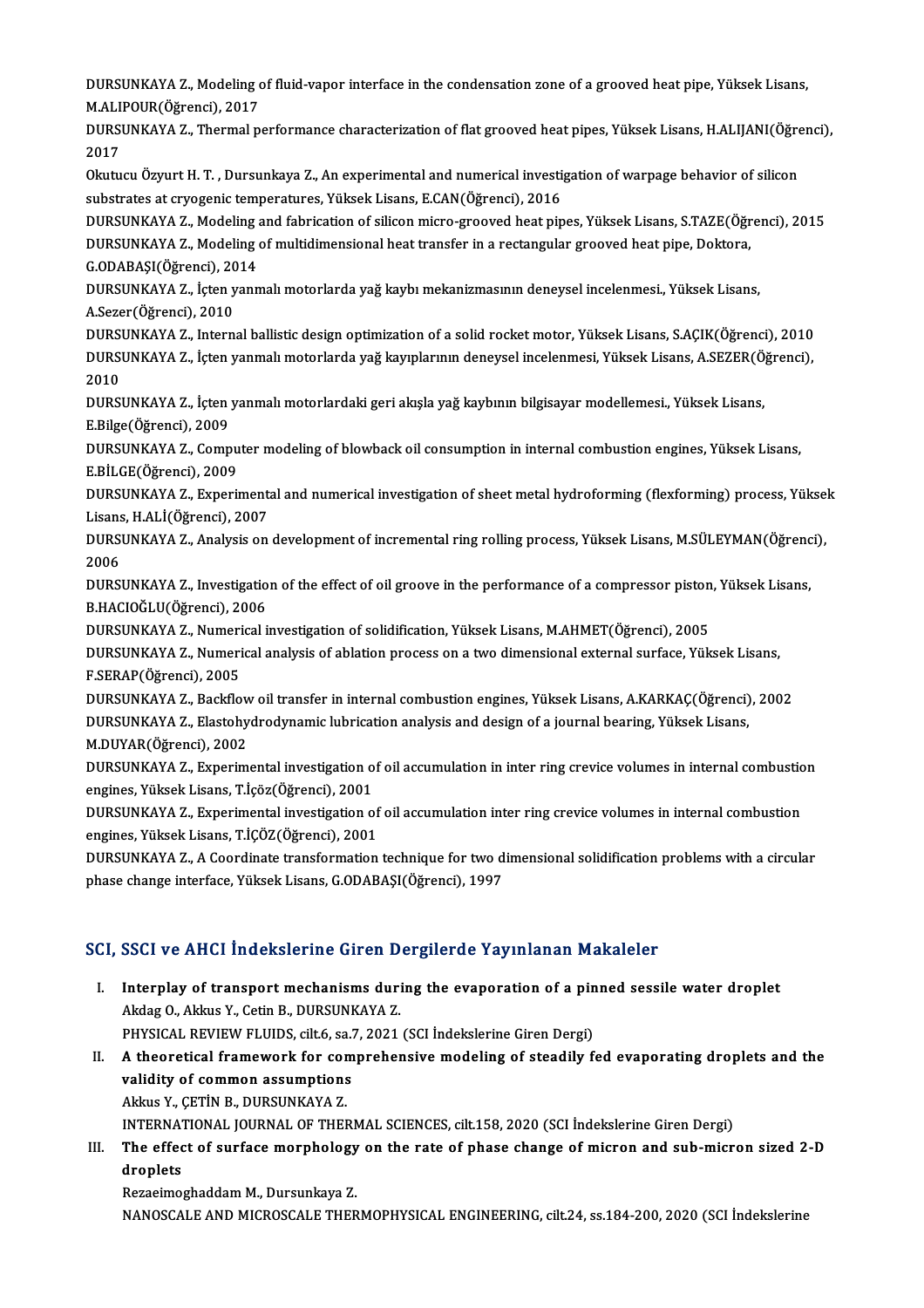DURSUNKAYA Z., Modeling of fluid-vapor interface in the condensation zone of a grooved heat pipe, Yüksek Lisans, M.ALIPOUR(Öğrenci), 2017

DURSUNKAYA Z., Thermal performance characterization of flat grooved heat pipes, Yüksek Lisans, H.ALIJANI(Öğrenci), 2017

Okutucu Özyurt H. T. , Dursunkaya Z., An experimental and numerical investigation of warpage behavior of silicon substrates at cryogenic temperatures, Yüksek Lisans, E.CAN(Öğrenci), 2016

DURSUNKAYA Z., Modeling and fabrication of silicon micro-grooved heat pipes, Yüksek Lisans, S.TAZE(Öğrenci), 2015

DURSUNKAYA Z., Modeling of multidimensional heat transfer in a rectangular grooved heat pipe, Doktora, G.ODABAŞI(Öğrenci), 2014

DURSUNKAYA Z., İçten yanmalı motorlarda yağ kaybı mekanizmasının deneysel incelenmesi., Yüksek Lisans, A.Sezer(Öğrenci), 2010

DURSUNKAYA Z., Internal ballistic design optimization of a solid rocket motor, Yüksek Lisans, S.AÇIK(Öğrenci), 2010

DURSUNKAYA Z., İçten yanmalı motorlarda yağ kayıplarının deneysel incelenmesi, Yüksek Lisans, A.SEZER(Öğrenci), 2010

DURSUNKAYA Z., İçten yanmalı motorlardaki geri akışla yağ kaybının bilgisayar modellemesi., Yüksek Lisans, E.Bilge(Öğrenci), 2009

DURSUNKAYA Z., Computer modeling of blowback oil consumption in internal combustion engines, Yüksek Lisans, E.BİLGE(Öğrenci), 2009

DURSUNKAYA Z., Experimental and numerical investigation of sheet metal hydroforming (flexforming) process, Yüksek Lisans, H.ALİ(Öğrenci), 2007

DURSUNKAYA Z., Analysis on development of incremental ring rolling process, Yüksek Lisans, M.SÜLEYMAN(Öğrenci), 2006

DURSUNKAYA Z., Investigation of the effect of oil groove in the performance of a compressor piston, Yüksek Lisans, B.HACIOĞLU(Öğrenci), 2006

DURSUNKAYA Z., Numerical investigation of solidification, Yüksek Lisans, M.AHMET(Öğrenci), 2005

DURSUNKAYA Z., Numerical analysis of ablation process on a two dimensional external surface, Yüksek Lisans, F.SERAP(Öğrenci), 2005

DURSUNKAYA Z., Backflow oil transfer in internal combustion engines, Yüksek Lisans, A.KARKAÇ(Öğrenci), 2002

DURSUNKAYA Z., Elastohydrodynamic lubrication analysis and design of a journal bearing, Yüksek Lisans, M.DUYAR(Öğrenci), 2002

DURSUNKAYA Z., Experimental investigation of oil accumulation in inter ring crevice volumes in internal combustion engines, Yüksek Lisans, T.İçöz(Öğrenci), 2001

DURSUNKAYA Z., Experimental investigation of oil accumulation inter ring crevice volumes in internal combustion engines, Yüksek Lisans, T.İÇÖZ(Öğrenci), 2001

DURSUNKAYA Z., A Coordinate transformation technique for two dimensional solidification problems with a circular phase change interface, Yüksek Lisans, G.ODABAŞI(Öğrenci), 1997

## SCI, SSCI ve AHCI İndekslerine Giren Dergilerde Yayınlanan Makaleler

I. **Interplay of transport mechanisms during the evaporation of a pinned sessile water droplet**
   Akdag O., Akkus Y., Cetin B., DURSUNKAYA Z.
   PHYSICAL REVIEW FLUIDS, cilt.6, sa.7, 2021 (SCI İndekslerine Giren Dergi)

II. **A theoretical framework for comprehensive modeling of steadily fed evaporating droplets and the validity of common assumptions**
   Akkus Y., ÇETİN B., DURSUNKAYA Z.
   INTERNATIONAL JOURNAL OF THERMAL SCIENCES, cilt.158, 2020 (SCI İndekslerine Giren Dergi)

III. **The effect of surface morphology on the rate of phase change of micron and sub-micron sized 2-D droplets**
   Rezaeimoghaddam M., Dursunkaya Z.
   NANOSCALE AND MICROSCALE THERMOPHYSICAL ENGINEERING, cilt.24, ss.184-200, 2020 (SCI İndekslerine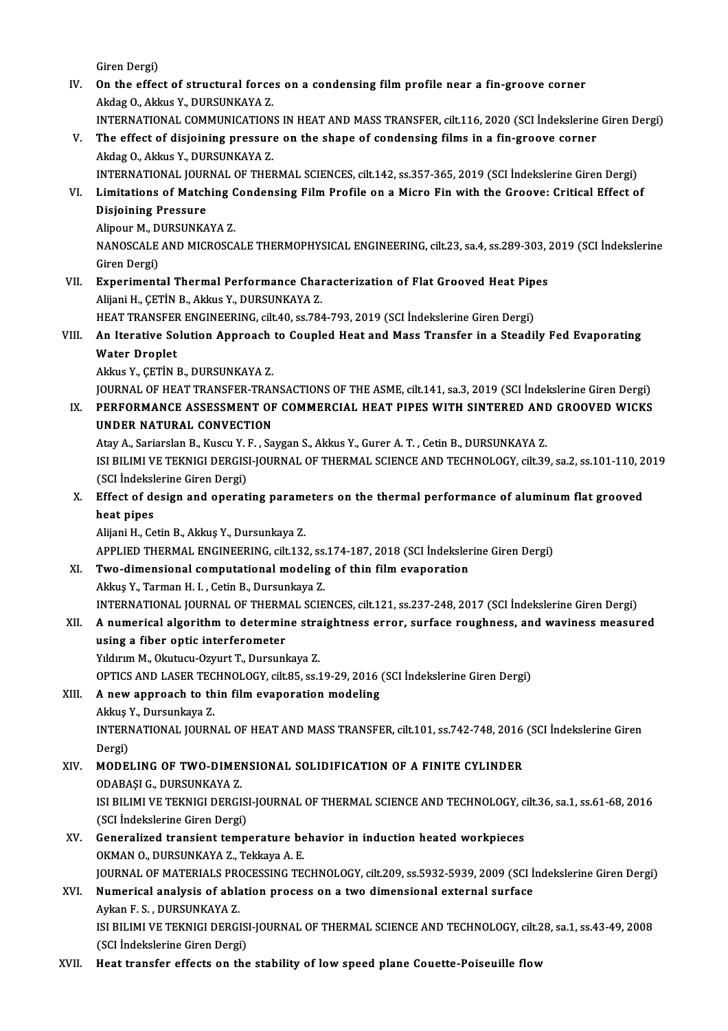Giren Dergi)

IV. **On the effect of structural forces on a condensing film profile near a fin-groove corner**
Akdag O., Akkus Y., DURSUNKAYA Z.
INTERNATIONAL COMMUNICATIONS IN HEAT AND MASS TRANSFER, cilt.116, 2020 (SCI İndekslerine Giren Dergi)

V. **The effect of disjoining pressure on the shape of condensing films in a fin-groove corner**
Akdag O., Akkus Y., DURSUNKAYA Z.
INTERNATIONAL JOURNAL OF THERMAL SCIENCES, cilt.142, ss.357-365, 2019 (SCI İndekslerine Giren Dergi)

VI. **Limitations of Matching Condensing Film Profile on a Micro Fin with the Groove: Critical Effect of Disjoining Pressure**
Alipour M., DURSUNKAYA Z.
NANOSCALE AND MICROSCALE THERMOPHYSICAL ENGINEERING, cilt.23, sa.4, ss.289-303, 2019 (SCI İndekslerine Giren Dergi)

VII. **Experimental Thermal Performance Characterization of Flat Grooved Heat Pipes**
Alijani H., ÇETİN B., Akkus Y., DURSUNKAYA Z.
HEAT TRANSFER ENGINEERING, cilt.40, ss.784-793, 2019 (SCI İndekslerine Giren Dergi)

VIII. **An Iterative Solution Approach to Coupled Heat and Mass Transfer in a Steadily Fed Evaporating Water Droplet**
Akkus Y., ÇETİN B., DURSUNKAYA Z.
JOURNAL OF HEAT TRANSFER-TRANSACTIONS OF THE ASME, cilt.141, sa.3, 2019 (SCI İndekslerine Giren Dergi)

IX. **PERFORMANCE ASSESSMENT OF COMMERCIAL HEAT PIPES WITH SINTERED AND GROOVED WICKS UNDER NATURAL CONVECTION**
Atay A., Sariarslan B., Kuscu Y. F. , Saygan S., Akkus Y., Gurer A. T. , Cetin B., DURSUNKAYA Z.
ISI BILIMI VE TEKNIGI DERGISI-JOURNAL OF THERMAL SCIENCE AND TECHNOLOGY, cilt.39, sa.2, ss.101-110, 2019 (SCI İndekslerine Giren Dergi)

X. **Effect of design and operating parameters on the thermal performance of aluminum flat grooved heat pipes**
Alijani H., Cetin B., Akkuş Y., Dursunkaya Z.
APPLIED THERMAL ENGINEERING, cilt.132, ss.174-187, 2018 (SCI İndekslerine Giren Dergi)

XI. **Two-dimensional computational modeling of thin film evaporation**
Akkuş Y., Tarman H. I. , Cetin B., Dursunkaya Z.
INTERNATIONAL JOURNAL OF THERMAL SCIENCES, cilt.121, ss.237-248, 2017 (SCI İndekslerine Giren Dergi)

XII. **A numerical algorithm to determine straightness error, surface roughness, and waviness measured using a fiber optic interferometer**
Yıldırım M., Okutucu-Ozyurt T., Dursunkaya Z.
OPTICS AND LASER TECHNOLOGY, cilt.85, ss.19-29, 2016 (SCI İndekslerine Giren Dergi)

XIII. **A new approach to thin film evaporation modeling**
Akkuş Y., Dursunkaya Z.
INTERNATIONAL JOURNAL OF HEAT AND MASS TRANSFER, cilt.101, ss.742-748, 2016 (SCI İndekslerine Giren Dergi)

XIV. **MODELING OF TWO-DIMENSIONAL SOLIDIFICATION OF A FINITE CYLINDER**
ODABAŞI G., DURSUNKAYA Z.
ISI BILIMI VE TEKNIGI DERGISI-JOURNAL OF THERMAL SCIENCE AND TECHNOLOGY, cilt.36, sa.1, ss.61-68, 2016 (SCI İndekslerine Giren Dergi)

XV. **Generalized transient temperature behavior in induction heated workpieces**
OKMAN O., DURSUNKAYA Z., Tekkaya A. E.
JOURNAL OF MATERIALS PROCESSING TECHNOLOGY, cilt.209, ss.5932-5939, 2009 (SCI İndekslerine Giren Dergi)

XVI. **Numerical analysis of ablation process on a two dimensional external surface**
Aykan F. S. , DURSUNKAYA Z.
ISI BILIMI VE TEKNIGI DERGISI-JOURNAL OF THERMAL SCIENCE AND TECHNOLOGY, cilt.28, sa.1, ss.43-49, 2008 (SCI İndekslerine Giren Dergi)

XVII. **Heat transfer effects on the stability of low speed plane Couette-Poiseuille flow**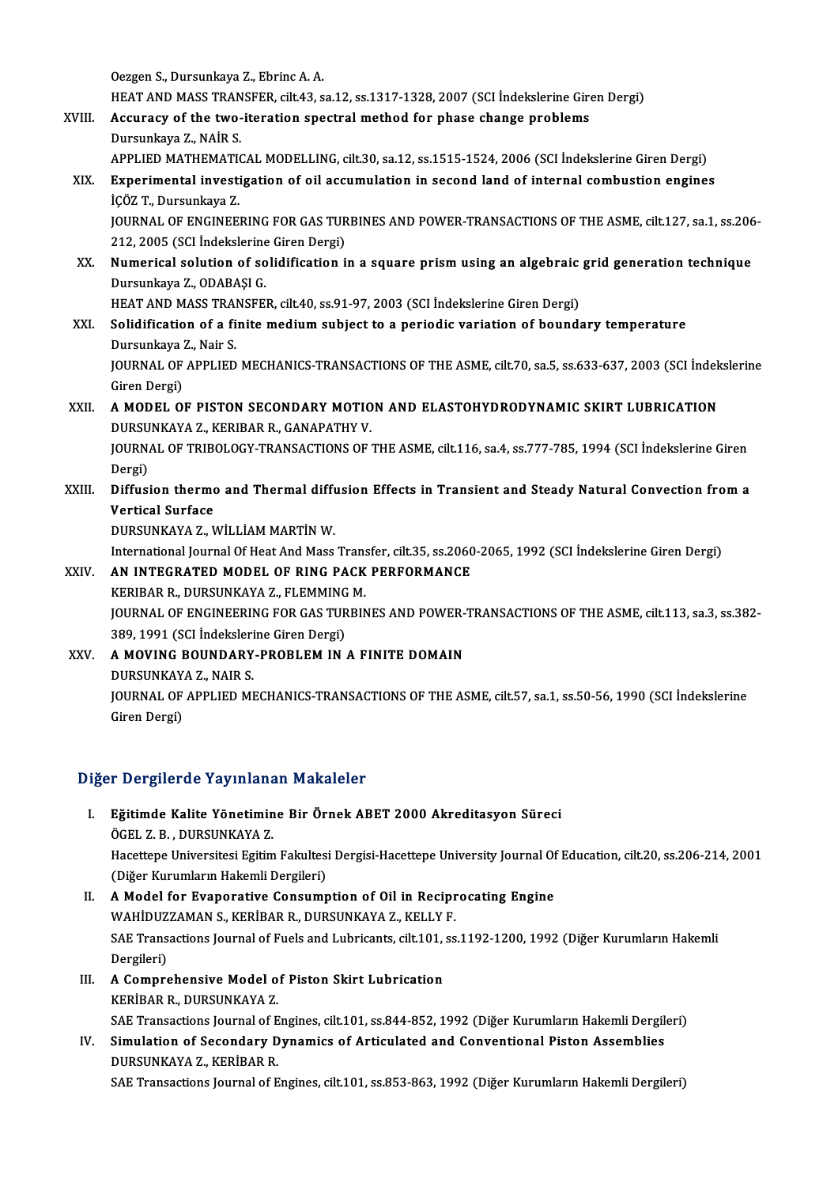Oezgen S., Dursunkaya Z., Ebrinc A. A.
HEAT AND MASS TRANSFER, cilt.43, sa.12, ss.1317-1328, 2007 (SCI İndekslerine Giren Dergi)

XVIII. **Accuracy of the two-iteration spectral method for phase change problems**
Dursunkaya Z., NAİR S.
APPLIED MATHEMATICAL MODELLING, cilt.30, sa.12, ss.1515-1524, 2006 (SCI İndekslerine Giren Dergi)

XIX. **Experimental investigation of oil accumulation in second land of internal combustion engines**
İÇÖZ T., Dursunkaya Z.
JOURNAL OF ENGINEERING FOR GAS TURBINES AND POWER-TRANSACTIONS OF THE ASME, cilt.127, sa.1, ss.206-212, 2005 (SCI İndekslerine Giren Dergi)

XX. **Numerical solution of solidification in a square prism using an algebraic grid generation technique**
Dursunkaya Z., ODABAŞI G.
HEAT AND MASS TRANSFER, cilt.40, ss.91-97, 2003 (SCI İndekslerine Giren Dergi)

XXI. **Solidification of a finite medium subject to a periodic variation of boundary temperature**
Dursunkaya Z., Nair S.
JOURNAL OF APPLIED MECHANICS-TRANSACTIONS OF THE ASME, cilt.70, sa.5, ss.633-637, 2003 (SCI İndekslerine Giren Dergi)

XXII. **A MODEL OF PISTON SECONDARY MOTION AND ELASTOHYDRODYNAMIC SKIRT LUBRICATION**
DURSUNKAYA Z., KERIBAR R., GANAPATHY V.
JOURNAL OF TRIBOLOGY-TRANSACTIONS OF THE ASME, cilt.116, sa.4, ss.777-785, 1994 (SCI İndekslerine Giren Dergi)

XXIII. **Diffusion thermo and Thermal diffusion Effects in Transient and Steady Natural Convection from a Vertical Surface**
DURSUNKAYA Z., WİLLİAM MARTİN W.
International Journal Of Heat And Mass Transfer, cilt.35, ss.2060-2065, 1992 (SCI İndekslerine Giren Dergi)

XXIV. **AN INTEGRATED MODEL OF RING PACK PERFORMANCE**
KERIBAR R., DURSUNKAYA Z., FLEMMING M.
JOURNAL OF ENGINEERING FOR GAS TURBINES AND POWER-TRANSACTIONS OF THE ASME, cilt.113, sa.3, ss.382-389, 1991 (SCI İndekslerine Giren Dergi)

XXV. **A MOVING BOUNDARY-PROBLEM IN A FINITE DOMAIN**
DURSUNKAYA Z., NAIR S.
JOURNAL OF APPLIED MECHANICS-TRANSACTIONS OF THE ASME, cilt.57, sa.1, ss.50-56, 1990 (SCI İndekslerine Giren Dergi)

## Diğer Dergilerde Yayınlanan Makaleler

I. **Eğitimde Kalite Yönetimine Bir Örnek ABET 2000 Akreditasyon Süreci**
ÖGEL Z. B. , DURSUNKAYA Z.
Hacettepe Universitesi Egitim Fakultesi Dergisi-Hacettepe University Journal Of Education, cilt.20, ss.206-214, 2001 (Diğer Kurumların Hakemli Dergileri)

II. **A Model for Evaporative Consumption of Oil in Reciprocating Engine**
WAHİDUZZAMAN S., KERİBAR R., DURSUNKAYA Z., KELLY F.
SAE Transactions Journal of Fuels and Lubricants, cilt.101, ss.1192-1200, 1992 (Diğer Kurumların Hakemli Dergileri)

III. **A Comprehensive Model of Piston Skirt Lubrication**
KERİBAR R., DURSUNKAYA Z.
SAE Transactions Journal of Engines, cilt.101, ss.844-852, 1992 (Diğer Kurumların Hakemli Dergileri)

IV. **Simulation of Secondary Dynamics of Articulated and Conventional Piston Assemblies**
DURSUNKAYA Z., KERİBAR R.
SAE Transactions Journal of Engines, cilt.101, ss.853-863, 1992 (Diğer Kurumların Hakemli Dergileri)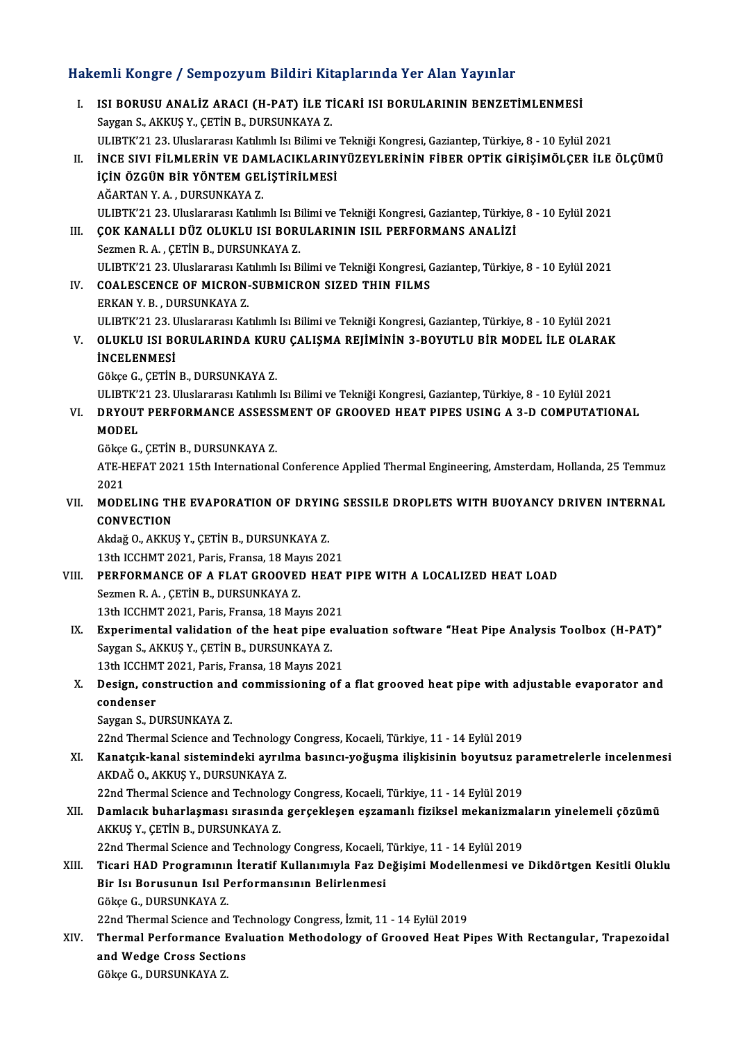## Hakemli Kongre / Sempozyum Bildiri Kitaplarında Yer Alan Yayınlar

I. **ISI BORUSU ANALİZ ARACI (H-PAT) İLE TİCARİ ISI BORULARININ BENZETİMLENMESİ**
   Saygan S., AKKUŞ Y., ÇETİN B., DURSUNKAYA Z.
   ULIBTK'21 23. Uluslararası Katılımlı Isı Bilimi ve Tekniği Kongresi, Gaziantep, Türkiye, 8 - 10 Eylül 2021

II. **İNCE SIVI FİLMLERİN VE DAMLACIKLARINYÜZEYLERİNİN FİBER OPTİK GİRİŞİMÖLÇER İLE ÖLÇÜMÜ İÇİN ÖZGÜN BİR YÖNTEM GELİŞTİRİLMESİ**
   AĞARTAN Y. A. , DURSUNKAYA Z.
   ULIBTK'21 23. Uluslararası Katılımlı Isı Bilimi ve Tekniği Kongresi, Gaziantep, Türkiye, 8 - 10 Eylül 2021

III. **ÇOK KANALLI DÜZ OLUKLU ISI BORULARININ ISIL PERFORMANS ANALİZİ**
   Sezmen R. A. , ÇETİN B., DURSUNKAYA Z.
   ULIBTK'21 23. Uluslararası Katılımlı Isı Bilimi ve Tekniği Kongresi, Gaziantep, Türkiye, 8 - 10 Eylül 2021

IV. **COALESCENCE OF MICRON-SUBMICRON SIZED THIN FILMS**
   ERKAN Y. B. , DURSUNKAYA Z.
   ULIBTK'21 23. Uluslararası Katılımlı Isı Bilimi ve Tekniği Kongresi, Gaziantep, Türkiye, 8 - 10 Eylül 2021

V. **OLUKLU ISI BORULARINDA KURU ÇALIŞMA REJİMİNİN 3-BOYUTLU BİR MODEL İLE OLARAK İNCELENMESİ**
   Gökçe G., ÇETİN B., DURSUNKAYA Z.
   ULIBTK'21 23. Uluslararası Katılımlı Isı Bilimi ve Tekniği Kongresi, Gaziantep, Türkiye, 8 - 10 Eylül 2021

VI. **DRYOUT PERFORMANCE ASSESSMENT OF GROOVED HEAT PIPES USING A 3-D COMPUTATIONAL MODEL**
   Gökçe G., ÇETİN B., DURSUNKAYA Z.
   ATE-HEFAT 2021 15th International Conference Applied Thermal Engineering, Amsterdam, Hollanda, 25 Temmuz 2021

VII. **MODELING THE EVAPORATION OF DRYING SESSILE DROPLETS WITH BUOYANCY DRIVEN INTERNAL CONVECTION**
   Akdağ O., AKKUŞ Y., ÇETİN B., DURSUNKAYA Z.
   13th ICCHMT 2021, Paris, Fransa, 18 Mayıs 2021

VIII. **PERFORMANCE OF A FLAT GROOVED HEAT PIPE WITH A LOCALIZED HEAT LOAD**
   Sezmen R. A. , ÇETİN B., DURSUNKAYA Z.
   13th ICCHMT 2021, Paris, Fransa, 18 Mayıs 2021

IX. **Experimental validation of the heat pipe evaluation software "Heat Pipe Analysis Toolbox (H-PAT)"**
   Saygan S., AKKUŞ Y., ÇETİN B., DURSUNKAYA Z.
   13th ICCHMT 2021, Paris, Fransa, 18 Mayıs 2021

X. **Design, construction and commissioning of a flat grooved heat pipe with adjustable evaporator and condenser**
   Saygan S., DURSUNKAYA Z.
   22nd Thermal Science and Technology Congress, Kocaeli, Türkiye, 11 - 14 Eylül 2019

XI. **Kanatçık-kanal sistemindeki ayrılma basıncı-yoğuşma ilişkisinin boyutsuz parametrelerle incelenmesi**
   AKDAĞ O., AKKUŞ Y., DURSUNKAYA Z.
   22nd Thermal Science and Technology Congress, Kocaeli, Türkiye, 11 - 14 Eylül 2019

XII. **Damlacık buharlaşması sırasında gerçekleşen eşzamanlı fiziksel mekanizmaların yinelemeli çözümü**
   AKKUŞ Y., ÇETİN B., DURSUNKAYA Z.
   22nd Thermal Science and Technology Congress, Kocaeli, Türkiye, 11 - 14 Eylül 2019

XIII. **Ticari HAD Programının İteratif Kullanımıyla Faz Değişimi Modellenmesi ve Dikdörtgen Kesitli Oluklu Bir Isı Borusunun Isıl Performansının Belirlenmesi**
   Gökçe G., DURSUNKAYA Z.
   22nd Thermal Science and Technology Congress, İzmit, 11 - 14 Eylül 2019

XIV. **Thermal Performance Evaluation Methodology of Grooved Heat Pipes With Rectangular, Trapezoidal and Wedge Cross Sections**
   Gökçe G., DURSUNKAYA Z.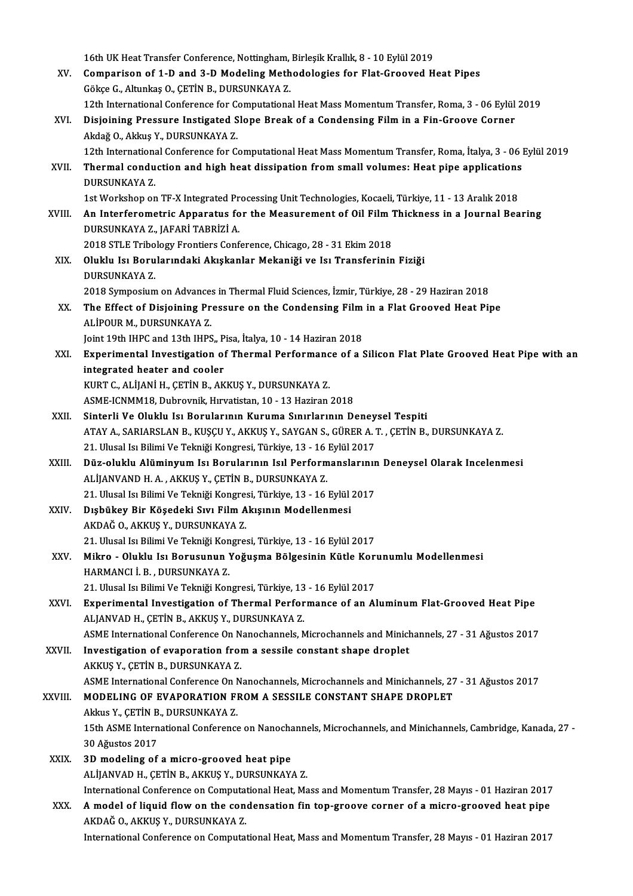16th UK Heat Transfer Conference, Nottingham, Birleşik Krallık, 8 - 10 Eylül 2019

XV. **Comparison of 1-D and 3-D Modeling Methodologies for Flat-Grooved Heat Pipes**
Gökçe G., Altunkaş O., ÇETİN B., DURSUNKAYA Z.
12th International Conference for Computational Heat Mass Momentum Transfer, Roma, 3 - 06 Eylül 2019

XVI. **Disjoining Pressure Instigated Slope Break of a Condensing Film in a Fin-Groove Corner**
Akdağ O., Akkuş Y., DURSUNKAYA Z.
12th International Conference for Computational Heat Mass Momentum Transfer, Roma, İtalya, 3 - 06 Eylül 2019

XVII. **Thermal conduction and high heat dissipation from small volumes: Heat pipe applications**
DURSUNKAYA Z.
1st Workshop on TF-X Integrated Processing Unit Technologies, Kocaeli, Türkiye, 11 - 13 Aralık 2018

XVIII. **An Interferometric Apparatus for the Measurement of Oil Film Thickness in a Journal Bearing**
DURSUNKAYA Z., JAFARİ TABRİZİ A.
2018 STLE Tribology Frontiers Conference, Chicago, 28 - 31 Ekim 2018

XIX. **Oluklu Isı Borularındaki Akışkanlar Mekaniği ve Isı Transferinin Fiziği**
DURSUNKAYA Z.
2018 Symposium on Advances in Thermal Fluid Sciences, İzmir, Türkiye, 28 - 29 Haziran 2018

XX. **The Effect of Disjoining Pressure on the Condensing Film in a Flat Grooved Heat Pipe**
ALİPOUR M., DURSUNKAYA Z.
Joint 19th IHPC and 13th IHPS,, Pisa, İtalya, 10 - 14 Haziran 2018

XXI. **Experimental Investigation of Thermal Performance of a Silicon Flat Plate Grooved Heat Pipe with an integrated heater and cooler**
KURT C., ALİJANİ H., ÇETİN B., AKKUŞ Y., DURSUNKAYA Z.
ASME-ICNMM18, Dubrovnik, Hırvatistan, 10 - 13 Haziran 2018

XXII. **Sinterli Ve Oluklu Isı Borularının Kuruma Sınırlarının Deneysel Tespiti**
ATAY A., SARIARSLAN B., KUŞÇU Y., AKKUŞ Y., SAYGAN S., GÜRER A. T. , ÇETİN B., DURSUNKAYA Z.
21. Ulusal Isı Bilimi Ve Tekniği Kongresi, Türkiye, 13 - 16 Eylül 2017

XXIII. **Düz-oluklu Alüminyum Isı Borularının Isıl Performanslarının Deneysel Olarak Incelenmesi**
ALİJANVAND H. A. , AKKUŞ Y., ÇETİN B., DURSUNKAYA Z.
21. Ulusal Isı Bilimi Ve Tekniği Kongresi, Türkiye, 13 - 16 Eylül 2017

XXIV. **Dışbükey Bir Köşedeki Sıvı Film Akışının Modellenmesi**
AKDAĞ O., AKKUŞ Y., DURSUNKAYA Z.
21. Ulusal Isı Bilimi Ve Tekniği Kongresi, Türkiye, 13 - 16 Eylül 2017

XXV. **Mikro - Oluklu Isı Borusunun Yoğuşma Bölgesinin Kütle Korunumlu Modellenmesi**
HARMANCI İ. B. , DURSUNKAYA Z.
21. Ulusal Isı Bilimi Ve Tekniği Kongresi, Türkiye, 13 - 16 Eylül 2017

XXVI. **Experimental Investigation of Thermal Performance of an Aluminum Flat-Grooved Heat Pipe**
ALJANVAD H., ÇETİN B., AKKUŞ Y., DURSUNKAYA Z.
ASME International Conference On Nanochannels, Microchannels and Minichannels, 27 - 31 Ağustos 2017

XXVII. **Investigation of evaporation from a sessile constant shape droplet**
AKKUŞ Y., ÇETİN B., DURSUNKAYA Z.
ASME International Conference On Nanochannels, Microchannels and Minichannels, 27 - 31 Ağustos 2017

XXVIII. **MODELING OF EVAPORATION FROM A SESSILE CONSTANT SHAPE DROPLET**
Akkus Y., ÇETİN B., DURSUNKAYA Z.
15th ASME International Conference on Nanochannels, Microchannels, and Minichannels, Cambridge, Kanada, 27 - 30 Ağustos 2017

XXIX. **3D modeling of a micro-grooved heat pipe**
ALİJANVAD H., ÇETİN B., AKKUŞ Y., DURSUNKAYA Z.
International Conference on Computational Heat, Mass and Momentum Transfer, 28 Mayıs - 01 Haziran 2017

XXX. **A model of liquid flow on the condensation fin top-groove corner of a micro-grooved heat pipe**
AKDAĞ O., AKKUŞ Y., DURSUNKAYA Z.
International Conference on Computational Heat, Mass and Momentum Transfer, 28 Mayıs - 01 Haziran 2017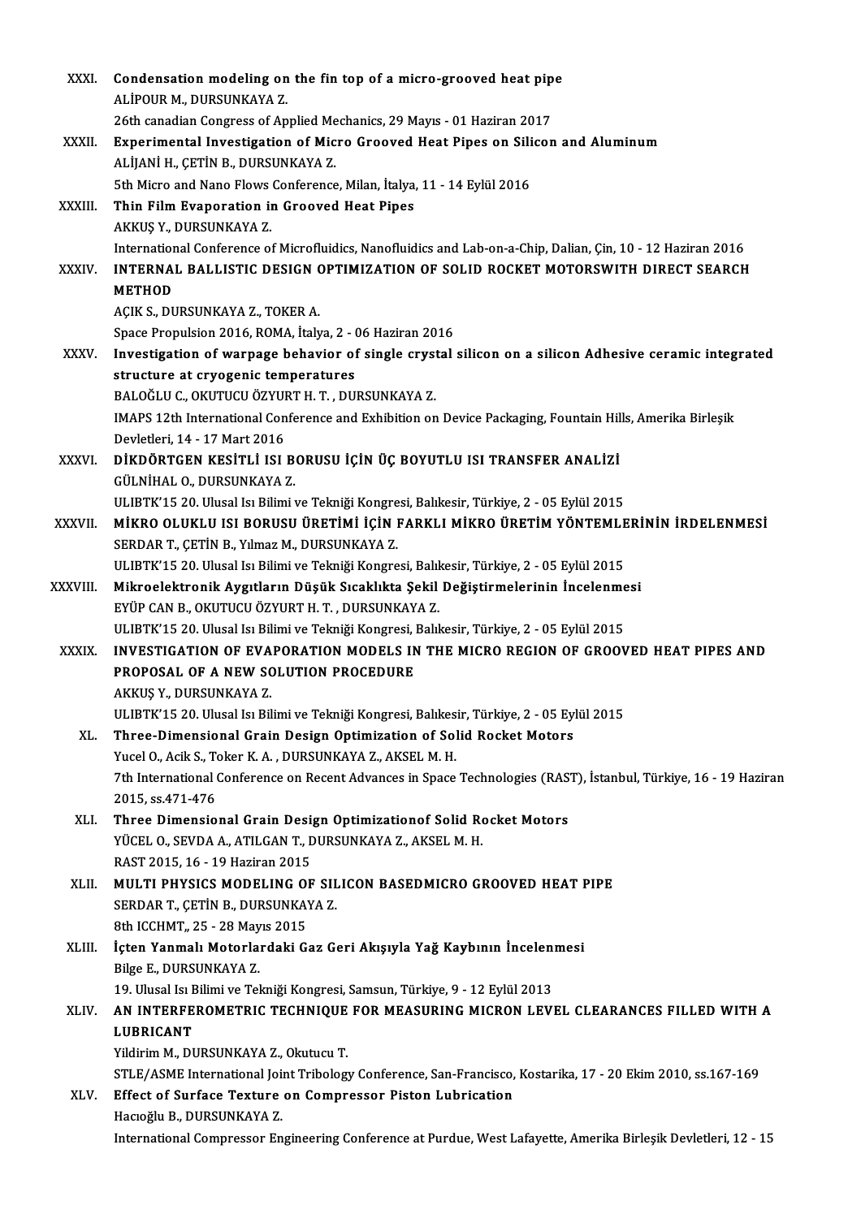XXXI. **Condensation modeling on the fin top of a micro-grooved heat pipe**
ALİPOUR M., DURSUNKAYA Z.
26th canadian Congress of Applied Mechanics, 29 Mayıs - 01 Haziran 2017

XXXII. **Experimental Investigation of Micro Grooved Heat Pipes on Silicon and Aluminum**
ALİJANİ H., ÇETİN B., DURSUNKAYA Z.
5th Micro and Nano Flows Conference, Milan, İtalya, 11 - 14 Eylül 2016

XXXIII. **Thin Film Evaporation in Grooved Heat Pipes**
AKKUŞ Y., DURSUNKAYA Z.
International Conference of Microfluidics, Nanofluidics and Lab-on-a-Chip, Dalian, Çin, 10 - 12 Haziran 2016

XXXIV. **INTERNAL BALLISTIC DESIGN OPTIMIZATION OF SOLID ROCKET MOTORSWITH DIRECT SEARCH METHOD**
AÇIK S., DURSUNKAYA Z., TOKER A.
Space Propulsion 2016, ROMA, İtalya, 2 - 06 Haziran 2016

XXXV. **Investigation of warpage behavior of single crystal silicon on a silicon Adhesive ceramic integrated structure at cryogenic temperatures**
BALOĞLU C., OKUTUCU ÖZYURT H. T. , DURSUNKAYA Z.
IMAPS 12th International Conference and Exhibition on Device Packaging, Fountain Hills, Amerika Birleşik Devletleri, 14 - 17 Mart 2016

XXXVI. **DİKDÖRTGEN KESİTLİ ISI BORUSU İÇİN ÜÇ BOYUTLU ISI TRANSFER ANALİZİ**
GÜLNİHAL O., DURSUNKAYA Z.
ULIBTK'15 20. Ulusal Isı Bilimi ve Tekniği Kongresi, Balıkesir, Türkiye, 2 - 05 Eylül 2015

XXXVII. **MİKRO OLUKLU ISI BORUSU ÜRETİMİ İÇİN FARKLI MİKRO ÜRETİM YÖNTEMLERİNİN İRDELENMESİ**
SERDAR T., ÇETİN B., Yılmaz M., DURSUNKAYA Z.
ULIBTK'15 20. Ulusal Isı Bilimi ve Tekniği Kongresi, Balıkesir, Türkiye, 2 - 05 Eylül 2015

XXXVIII. **Mikroelektronik Aygıtların Düşük Sıcaklıkta Şekil Değiştirmelerinin İncelenmesi**
EYÜP CAN B., OKUTUCU ÖZYURT H. T. , DURSUNKAYA Z.
ULIBTK'15 20. Ulusal Isı Bilimi ve Tekniği Kongresi, Balıkesir, Türkiye, 2 - 05 Eylül 2015

XXXIX. **INVESTIGATION OF EVAPORATION MODELS IN THE MICRO REGION OF GROOVED HEAT PIPES AND PROPOSAL OF A NEW SOLUTION PROCEDURE**
AKKUŞ Y., DURSUNKAYA Z.
ULIBTK'15 20. Ulusal Isı Bilimi ve Tekniği Kongresi, Balıkesir, Türkiye, 2 - 05 Eylül 2015

XL. **Three-Dimensional Grain Design Optimization of Solid Rocket Motors**
Yucel O., Acik S., Toker K. A. , DURSUNKAYA Z., AKSEL M. H.
7th International Conference on Recent Advances in Space Technologies (RAST), İstanbul, Türkiye, 16 - 19 Haziran 2015, ss.471-476

XLI. **Three Dimensional Grain Design Optimizationof Solid Rocket Motors**
YÜCEL O., SEVDA A., ATILGAN T., DURSUNKAYA Z., AKSEL M. H.
RAST 2015, 16 - 19 Haziran 2015

XLII. **MULTI PHYSICS MODELING OF SILICON BASEDMICRO GROOVED HEAT PIPE**
SERDAR T., ÇETİN B., DURSUNKAYA Z.
8th ICCHMT,, 25 - 28 Mayıs 2015

XLIII. **İçten Yanmalı Motorlardaki Gaz Geri Akışıyla Yağ Kaybının İncelenmesi**
Bilge E., DURSUNKAYA Z.
19. Ulusal Isı Bilimi ve Tekniği Kongresi, Samsun, Türkiye, 9 - 12 Eylül 2013

XLIV. **AN INTERFEROMETRIC TECHNIQUE FOR MEASURING MICRON LEVEL CLEARANCES FILLED WITH A LUBRICANT**
Yildirim M., DURSUNKAYA Z., Okutucu T.
STLE/ASME International Joint Tribology Conference, San-Francisco, Kostarika, 17 - 20 Ekim 2010, ss.167-169

XLV. **Effect of Surface Texture on Compressor Piston Lubrication**
Hacıoğlu B., DURSUNKAYA Z.
International Compressor Engineering Conference at Purdue, West Lafayette, Amerika Birleşik Devletleri, 12 - 15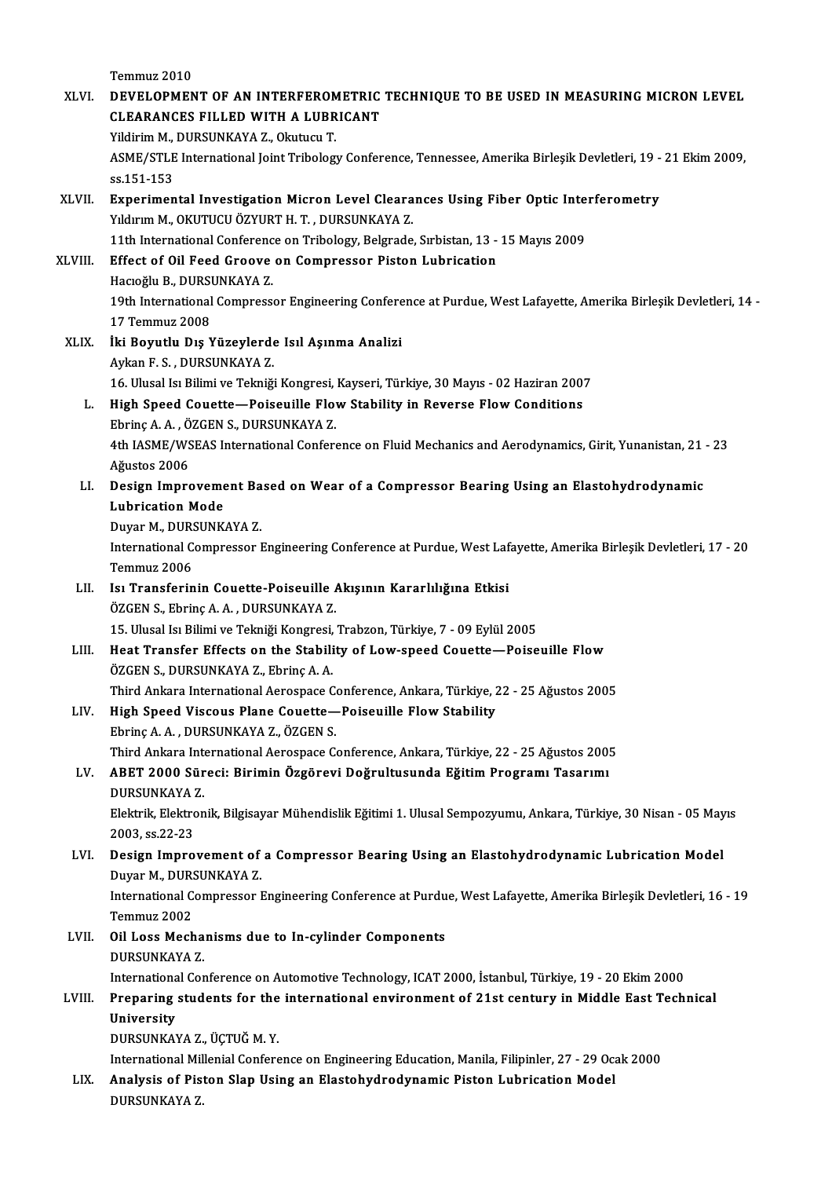Temmuz 2010

XLVI. **DEVELOPMENT OF AN INTERFEROMETRIC TECHNIQUE TO BE USED IN MEASURING MICRON LEVEL CLEARANCES FILLED WITH A LUBRICANT**
Yildirim M., DURSUNKAYA Z., Okutucu T.
ASME/STLE International Joint Tribology Conference, Tennessee, Amerika Birleşik Devletleri, 19 - 21 Ekim 2009, ss.151-153

XLVII. **Experimental Investigation Micron Level Clearances Using Fiber Optic Interferometry**
Yıldırım M., OKUTUCU ÖZYURT H. T. , DURSUNKAYA Z.
11th International Conference on Tribology, Belgrade, Sırbistan, 13 - 15 Mayıs 2009

XLVIII. **Effect of Oil Feed Groove on Compressor Piston Lubrication**
Hacıoğlu B., DURSUNKAYA Z.
19th International Compressor Engineering Conference at Purdue, West Lafayette, Amerika Birleşik Devletleri, 14 - 17 Temmuz 2008

XLIX. **İki Boyutlu Dış Yüzeylerde Isıl Aşınma Analizi**
Aykan F. S. , DURSUNKAYA Z.
16. Ulusal Isı Bilimi ve Tekniği Kongresi, Kayseri, Türkiye, 30 Mayıs - 02 Haziran 2007

L. **High Speed Couette—Poiseuille Flow Stability in Reverse Flow Conditions**
Ebrinç A. A. , ÖZGEN S., DURSUNKAYA Z.
4th IASME/WSEAS International Conference on Fluid Mechanics and Aerodynamics, Girit, Yunanistan, 21 - 23 Ağustos 2006

LI. **Design Improvement Based on Wear of a Compressor Bearing Using an Elastohydrodynamic Lubrication Mode**
Duyar M., DURSUNKAYA Z.
International Compressor Engineering Conference at Purdue, West Lafayette, Amerika Birleşik Devletleri, 17 - 20 Temmuz 2006

LII. **Isı Transferinin Couette-Poiseuille Akışının Kararlılığına Etkisi**
ÖZGEN S., Ebrinç A. A. , DURSUNKAYA Z.
15. Ulusal Isı Bilimi ve Tekniği Kongresi, Trabzon, Türkiye, 7 - 09 Eylül 2005

LIII. **Heat Transfer Effects on the Stability of Low-speed Couette—Poiseuille Flow**
ÖZGEN S., DURSUNKAYA Z., Ebrinç A. A.
Third Ankara International Aerospace Conference, Ankara, Türkiye, 22 - 25 Ağustos 2005

LIV. **High Speed Viscous Plane Couette—Poiseuille Flow Stability**
Ebrinç A. A. , DURSUNKAYA Z., ÖZGEN S.
Third Ankara International Aerospace Conference, Ankara, Türkiye, 22 - 25 Ağustos 2005

LV. **ABET 2000 Süreci: Birimin Özgörevi Doğrultusunda Eğitim Programı Tasarımı**
DURSUNKAYA Z.
Elektrik, Elektronik, Bilgisayar Mühendislik Eğitimi 1. Ulusal Sempozyumu, Ankara, Türkiye, 30 Nisan - 05 Mayıs 2003, ss.22-23

LVI. **Design Improvement of a Compressor Bearing Using an Elastohydrodynamic Lubrication Model**
Duyar M., DURSUNKAYA Z.
International Compressor Engineering Conference at Purdue, West Lafayette, Amerika Birleşik Devletleri, 16 - 19 Temmuz 2002

LVII. **Oil Loss Mechanisms due to In-cylinder Components**
DURSUNKAYA Z.
International Conference on Automotive Technology, ICAT 2000, İstanbul, Türkiye, 19 - 20 Ekim 2000

LVIII. **Preparing students for the international environment of 21st century in Middle East Technical University**
DURSUNKAYA Z., ÜÇTUĞ M. Y.
International Millenial Conference on Engineering Education, Manila, Filipinler, 27 - 29 Ocak 2000

LIX. **Analysis of Piston Slap Using an Elastohydrodynamic Piston Lubrication Model**
DURSUNKAYA Z.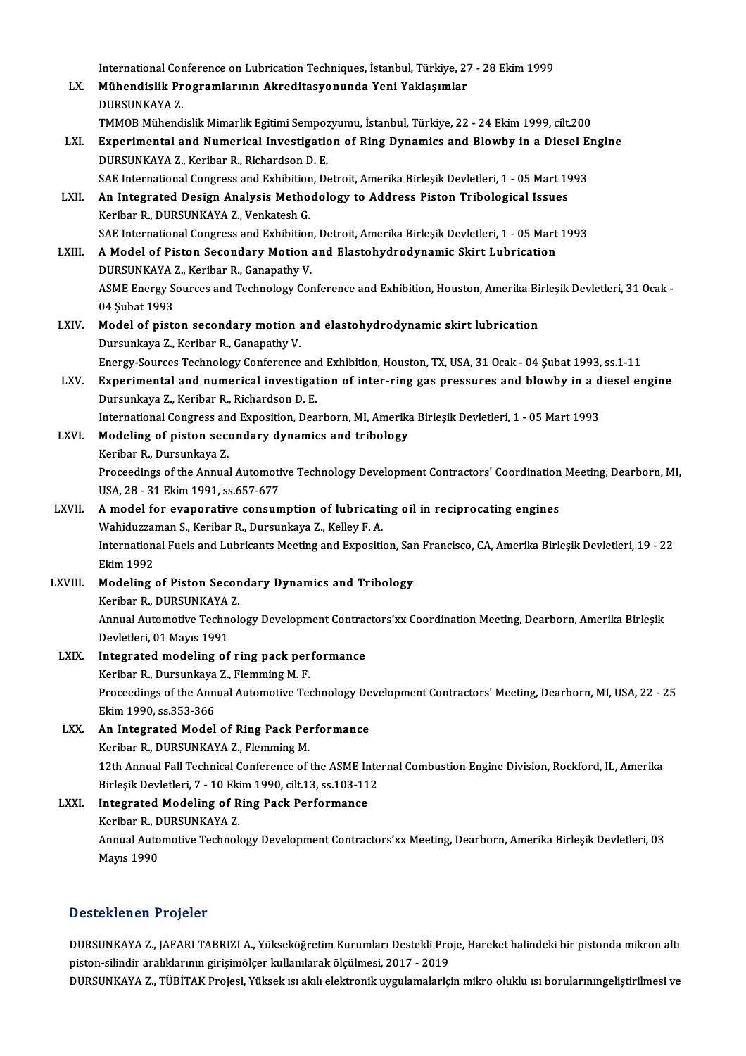International Conference on Lubrication Techniques, İstanbul, Türkiye, 27 - 28 Ekim 1999

LX. **Mühendislik Programlarının Akreditasyonunda Yeni Yaklaşımlar**
DURSUNKAYA Z.
TMMOB Mühendislik Mimarlik Egitimi Sempozyumu, İstanbul, Türkiye, 22 - 24 Ekim 1999, cilt.200

LXI. **Experimental and Numerical Investigation of Ring Dynamics and Blowby in a Diesel Engine**
DURSUNKAYA Z., Keribar R., Richardson D. E.
SAE International Congress and Exhibition, Detroit, Amerika Birleşik Devletleri, 1 - 05 Mart 1993

LXII. **An Integrated Design Analysis Methodology to Address Piston Tribological Issues**
Keribar R., DURSUNKAYA Z., Venkatesh G.
SAE International Congress and Exhibition, Detroit, Amerika Birleşik Devletleri, 1 - 05 Mart 1993

LXIII. **A Model of Piston Secondary Motion and Elastohydrodynamic Skirt Lubrication**
DURSUNKAYA Z., Keribar R., Ganapathy V.
ASME Energy Sources and Technology Conference and Exhibition, Houston, Amerika Birleşik Devletleri, 31 Ocak - 04 Şubat 1993

LXIV. **Model of piston secondary motion and elastohydrodynamic skirt lubrication**
Dursunkaya Z., Keribar R., Ganapathy V.
Energy-Sources Technology Conference and Exhibition, Houston, TX, USA, 31 Ocak - 04 Şubat 1993, ss.1-11

LXV. **Experimental and numerical investigation of inter-ring gas pressures and blowby in a diesel engine**
Dursunkaya Z., Keribar R., Richardson D. E.
International Congress and Exposition, Dearborn, MI, Amerika Birleşik Devletleri, 1 - 05 Mart 1993

LXVI. **Modeling of piston secondary dynamics and tribology**
Keribar R., Dursunkaya Z.
Proceedings of the Annual Automotive Technology Development Contractors' Coordination Meeting, Dearborn, MI, USA, 28 - 31 Ekim 1991, ss.657-677

LXVII. **A model for evaporative consumption of lubricating oil in reciprocating engines**
Wahiduzzaman S., Keribar R., Dursunkaya Z., Kelley F. A.
International Fuels and Lubricants Meeting and Exposition, San Francisco, CA, Amerika Birleşik Devletleri, 19 - 22 Ekim 1992

LXVIII. **Modeling of Piston Secondary Dynamics and Tribology**
Keribar R., DURSUNKAYA Z.
Annual Automotive Technology Development Contractors'xx Coordination Meeting, Dearborn, Amerika Birleşik Devletleri, 01 Mayıs 1991

LXIX. **Integrated modeling of ring pack performance**
Keribar R., Dursunkaya Z., Flemming M. F.
Proceedings of the Annual Automotive Technology Development Contractors' Meeting, Dearborn, MI, USA, 22 - 25 Ekim 1990, ss.353-366

LXX. **An Integrated Model of Ring Pack Performance**
Keribar R., DURSUNKAYA Z., Flemming M.
12th Annual Fall Technical Conference of the ASME Internal Combustion Engine Division, Rockford, IL, Amerika Birleşik Devletleri, 7 - 10 Ekim 1990, cilt.13, ss.103-112

LXXI. **Integrated Modeling of Ring Pack Performance**
Keribar R., DURSUNKAYA Z.
Annual Automotive Technology Development Contractors'xx Meeting, Dearborn, Amerika Birleşik Devletleri, 03 Mayıs 1990

## Desteklenen Projeler

DURSUNKAYA Z., JAFARI TABRIZI A., Yükseköğretim Kurumları Destekli Proje, Hareket halindeki bir pistonda mikron altı piston-silindir aralıklarının girişimölçer kullanılarak ölçülmesi, 2017 - 2019

DURSUNKAYA Z., TÜBİTAK Projesi, Yüksek ısı akılı elektronik uygulamalariçin mikro oluklu ısı borularınıngeliştirilmesi ve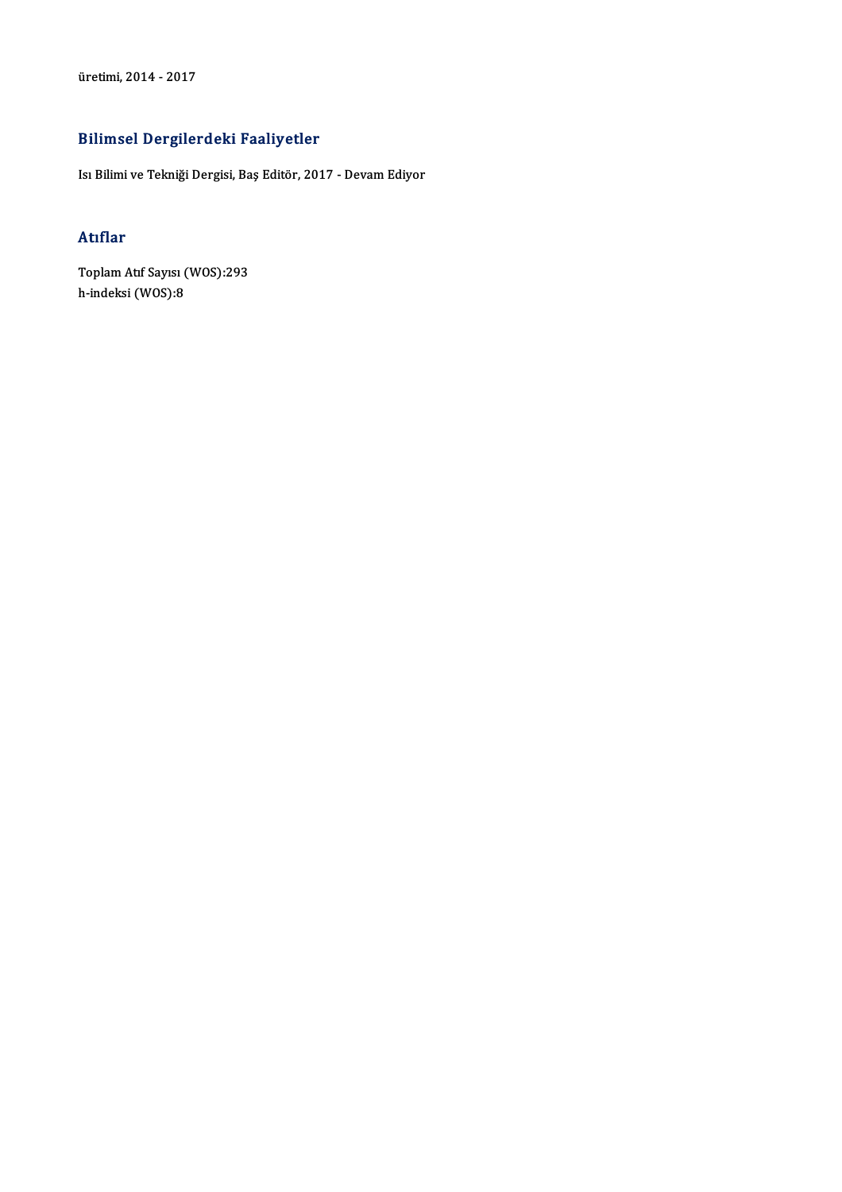üretimi, 2014 - 2017

## Bilimsel Dergilerdeki Faaliyetler

Isı Bilimi ve Tekniği Dergisi, Baş Editör, 2017 - Devam Ediyor

## Atıflar

Toplam Atıf Sayısı (WOS):293
h-indeksi (WOS):8